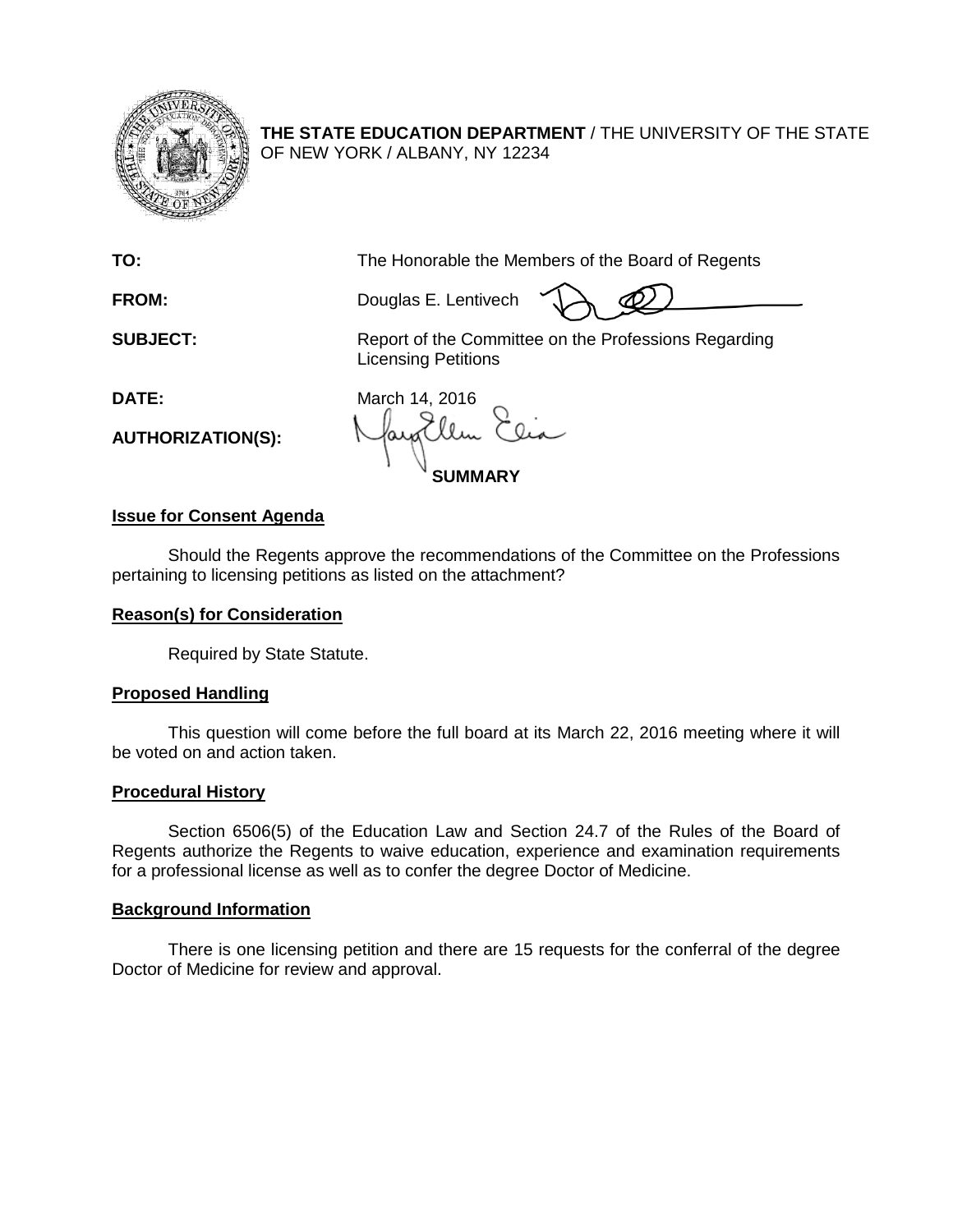**THE STATE EDUCATION DEPARTMENT** / THE UNIVERSITY OF THE STATE OF NEW YORK / ALBANY, NY 12234

**TO:** The Honorable the Members of the Board of Regents

**FROM:** Douglas E. Lentivech

**SUBJECT:** Report of the Committee on the Professions Regarding Licensing Petitions

**DATE:** March 14, 2016

**AUTHORIZATION(S):**

**SUMMARY**

**Issue for Consent Agenda**

Should the Regents approve the recommendations of the Committee on the Professions pertaining to licensing petitions as listed on the attachment?

**Reason(s) for Consideration**

Required by State Statute.

**Proposed Handling**

This question will come before the full board at its March 22, 2016 meeting where it will be voted on and action taken.

**Procedural History**

Section 6506(5) of the Education Law and Section 24.7 of the Rules of the Board of Regents authorize the Regents to waive education, experience and examination requirements for a professional license as well as to confer the degree Doctor of Medicine.

**Background Information**

There is one licensing petition and there are 15 requests for the conferral of the degree Doctor of Medicine for review and approval.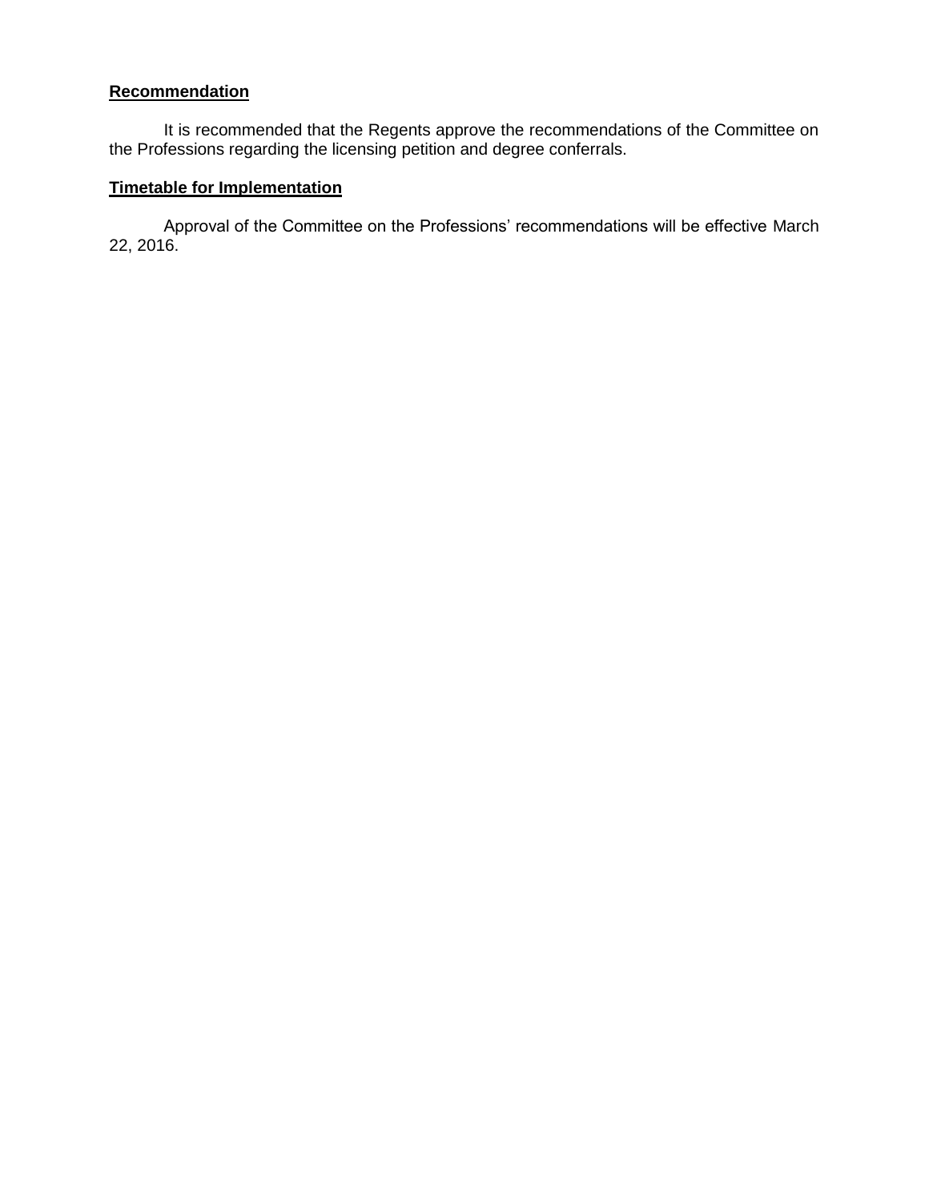**Recommendation**

It is recommended that the Regents approve the recommendations of the Committee on the Professions regarding the licensing petition and degree conferrals.

**Timetable for Implementation**

Approval of the Committee on the Professions' recommendations will be effective March 22, 2016.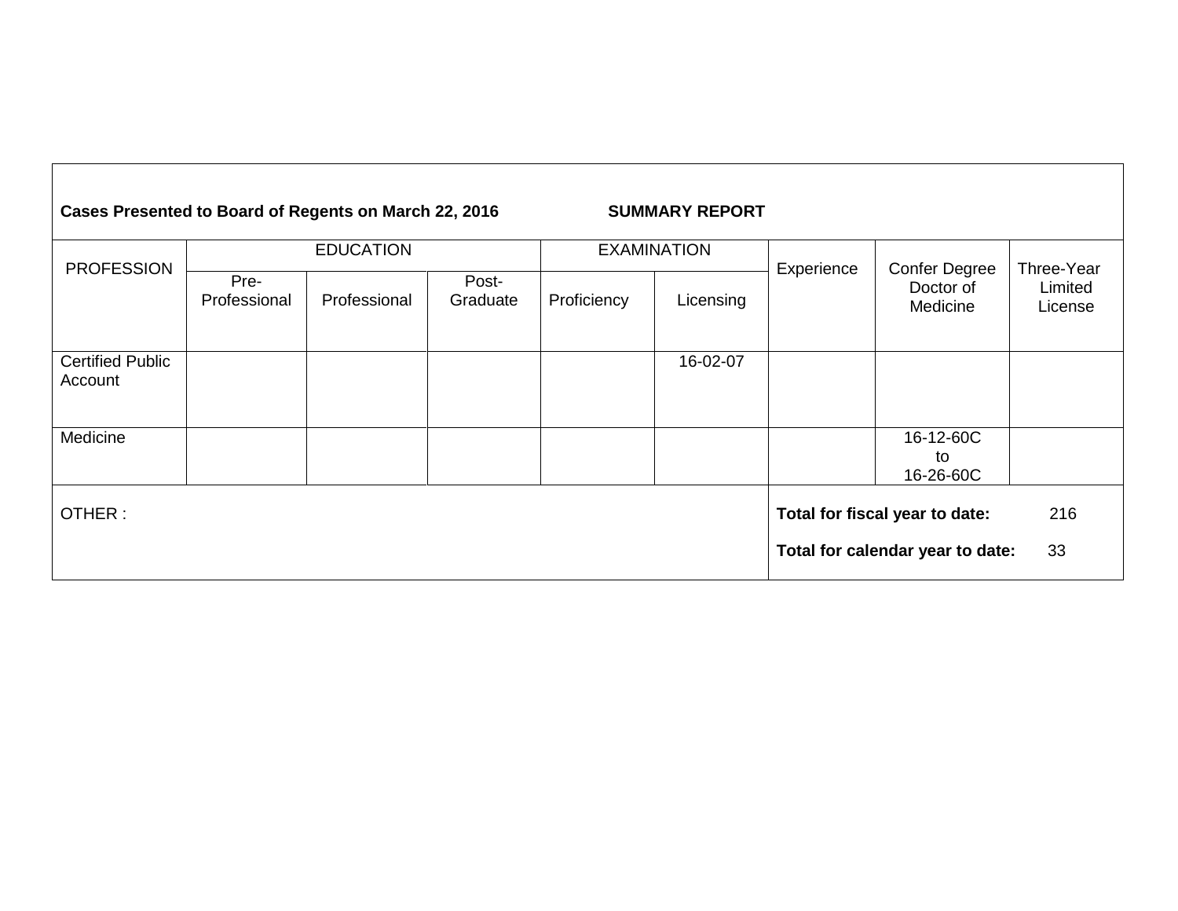**Cases Presented to Board of Regents on March 22, 2016** **SUMMARY REPORT**

| PROFESSION | EDUCATION | | | EXAMINATION | | Experience | Confer Degree Doctor of Medicine | Three-Year Limited License |
|---|---|---|---|---|---|---|---|---|
| | Pre-Professional | Professional | Post-Graduate | Proficiency | Licensing | | | |
| Certified Public Account | | | | | 16-02-07 | | | |
| Medicine | | | | | | | 16-12-60C to 16-26-60C | |

OTHER :

**Total for fiscal year to date:** 216

**Total for calendar year to date:** 33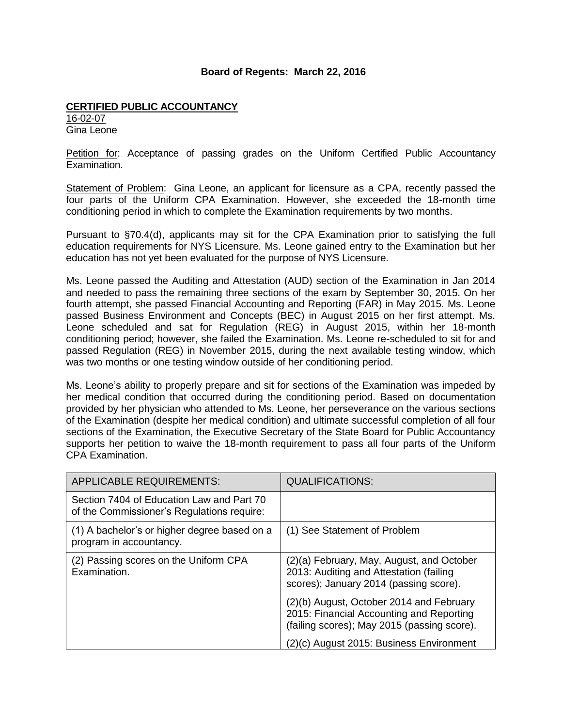**Board of Regents: March 22, 2016**

**CERTIFIED PUBLIC ACCOUNTANCY**

16-02-07
Gina Leone

Petition for: Acceptance of passing grades on the Uniform Certified Public Accountancy Examination.

Statement of Problem: Gina Leone, an applicant for licensure as a CPA, recently passed the four parts of the Uniform CPA Examination. However, she exceeded the 18-month time conditioning period in which to complete the Examination requirements by two months.

Pursuant to §70.4(d), applicants may sit for the CPA Examination prior to satisfying the full education requirements for NYS Licensure. Ms. Leone gained entry to the Examination but her education has not yet been evaluated for the purpose of NYS Licensure.

Ms. Leone passed the Auditing and Attestation (AUD) section of the Examination in Jan 2014 and needed to pass the remaining three sections of the exam by September 30, 2015. On her fourth attempt, she passed Financial Accounting and Reporting (FAR) in May 2015. Ms. Leone passed Business Environment and Concepts (BEC) in August 2015 on her first attempt. Ms. Leone scheduled and sat for Regulation (REG) in August 2015, within her 18-month conditioning period; however, she failed the Examination. Ms. Leone re-scheduled to sit for and passed Regulation (REG) in November 2015, during the next available testing window, which was two months or one testing window outside of her conditioning period.

Ms. Leone's ability to properly prepare and sit for sections of the Examination was impeded by her medical condition that occurred during the conditioning period. Based on documentation provided by her physician who attended to Ms. Leone, her perseverance on the various sections of the Examination (despite her medical condition) and ultimate successful completion of all four sections of the Examination, the Executive Secretary of the State Board for Public Accountancy supports her petition to waive the 18-month requirement to pass all four parts of the Uniform CPA Examination.

| APPLICABLE REQUIREMENTS: | QUALIFICATIONS: |
|---|---|
| Section 7404 of Education Law and Part 70 of the Commissioner's Regulations require: | |
| (1) A bachelor's or higher degree based on a program in accountancy. | (1) See Statement of Problem |
| (2) Passing scores on the Uniform CPA Examination. | (2)(a) February, May, August, and October 2013: Auditing and Attestation (failing scores); January 2014 (passing score). |
| | (2)(b) August, October 2014 and February 2015: Financial Accounting and Reporting (failing scores); May 2015 (passing score). |
| | (2)(c) August 2015: Business Environment |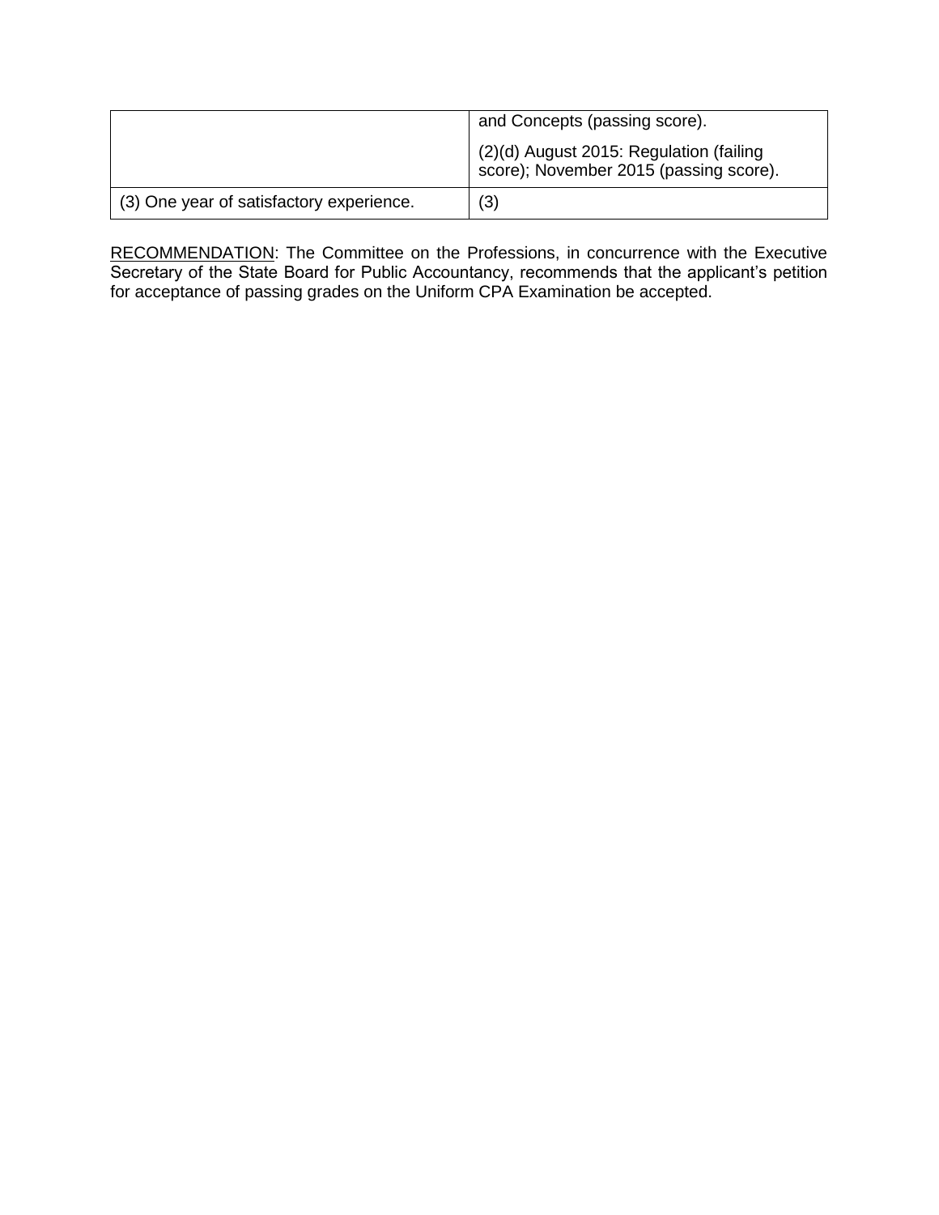| | |
|---|---|
| | and Concepts (passing score).<br><br>(2)(d) August 2015: Regulation (failing score); November 2015 (passing score). |
| (3) One year of satisfactory experience. | (3) |

RECOMMENDATION: The Committee on the Professions, in concurrence with the Executive Secretary of the State Board for Public Accountancy, recommends that the applicant's petition for acceptance of passing grades on the Uniform CPA Examination be accepted.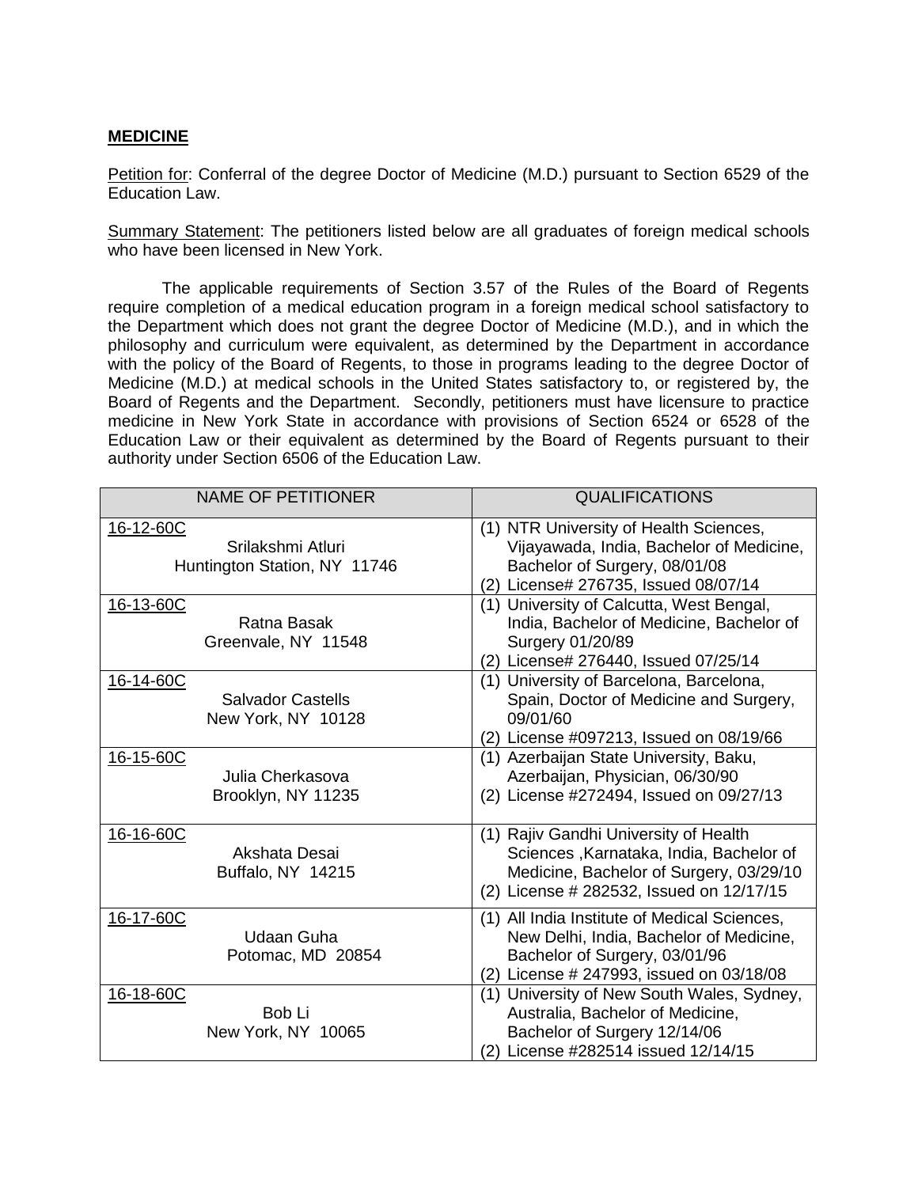**MEDICINE**

Petition for: Conferral of the degree Doctor of Medicine (M.D.) pursuant to Section 6529 of the Education Law.

Summary Statement: The petitioners listed below are all graduates of foreign medical schools who have been licensed in New York.

The applicable requirements of Section 3.57 of the Rules of the Board of Regents require completion of a medical education program in a foreign medical school satisfactory to the Department which does not grant the degree Doctor of Medicine (M.D.), and in which the philosophy and curriculum were equivalent, as determined by the Department in accordance with the policy of the Board of Regents, to those in programs leading to the degree Doctor of Medicine (M.D.) at medical schools in the United States satisfactory to, or registered by, the Board of Regents and the Department. Secondly, petitioners must have licensure to practice medicine in New York State in accordance with provisions of Section 6524 or 6528 of the Education Law or their equivalent as determined by the Board of Regents pursuant to their authority under Section 6506 of the Education Law.

| NAME OF PETITIONER | QUALIFICATIONS |
|---|---|
| 16-12-60C<br>Srilakshmi Atluri<br>Huntington Station, NY 11746 | (1) NTR University of Health Sciences, Vijayawada, India, Bachelor of Medicine, Bachelor of Surgery, 08/01/08<br>(2) License# 276735, Issued 08/07/14 |
| 16-13-60C<br>Ratna Basak<br>Greenvale, NY 11548 | (1) University of Calcutta, West Bengal, India, Bachelor of Medicine, Bachelor of Surgery 01/20/89<br>(2) License# 276440, Issued 07/25/14 |
| 16-14-60C<br>Salvador Castells<br>New York, NY 10128 | (1) University of Barcelona, Barcelona, Spain, Doctor of Medicine and Surgery, 09/01/60<br>(2) License #097213, Issued on 08/19/66 |
| 16-15-60C<br>Julia Cherkasova<br>Brooklyn, NY 11235 | (1) Azerbaijan State University, Baku, Azerbaijan, Physician, 06/30/90<br>(2) License #272494, Issued on 09/27/13 |
| 16-16-60C<br>Akshata Desai<br>Buffalo, NY 14215 | (1) Rajiv Gandhi University of Health Sciences ,Karnataka, India, Bachelor of Medicine, Bachelor of Surgery, 03/29/10<br>(2) License # 282532, Issued on 12/17/15 |
| 16-17-60C<br>Udaan Guha<br>Potomac, MD 20854 | (1) All India Institute of Medical Sciences, New Delhi, India, Bachelor of Medicine, Bachelor of Surgery, 03/01/96<br>(2) License # 247993, issued on 03/18/08 |
| 16-18-60C<br>Bob Li<br>New York, NY 10065 | (1) University of New South Wales, Sydney, Australia, Bachelor of Medicine, Bachelor of Surgery 12/14/06<br>(2) License #282514 issued 12/14/15 |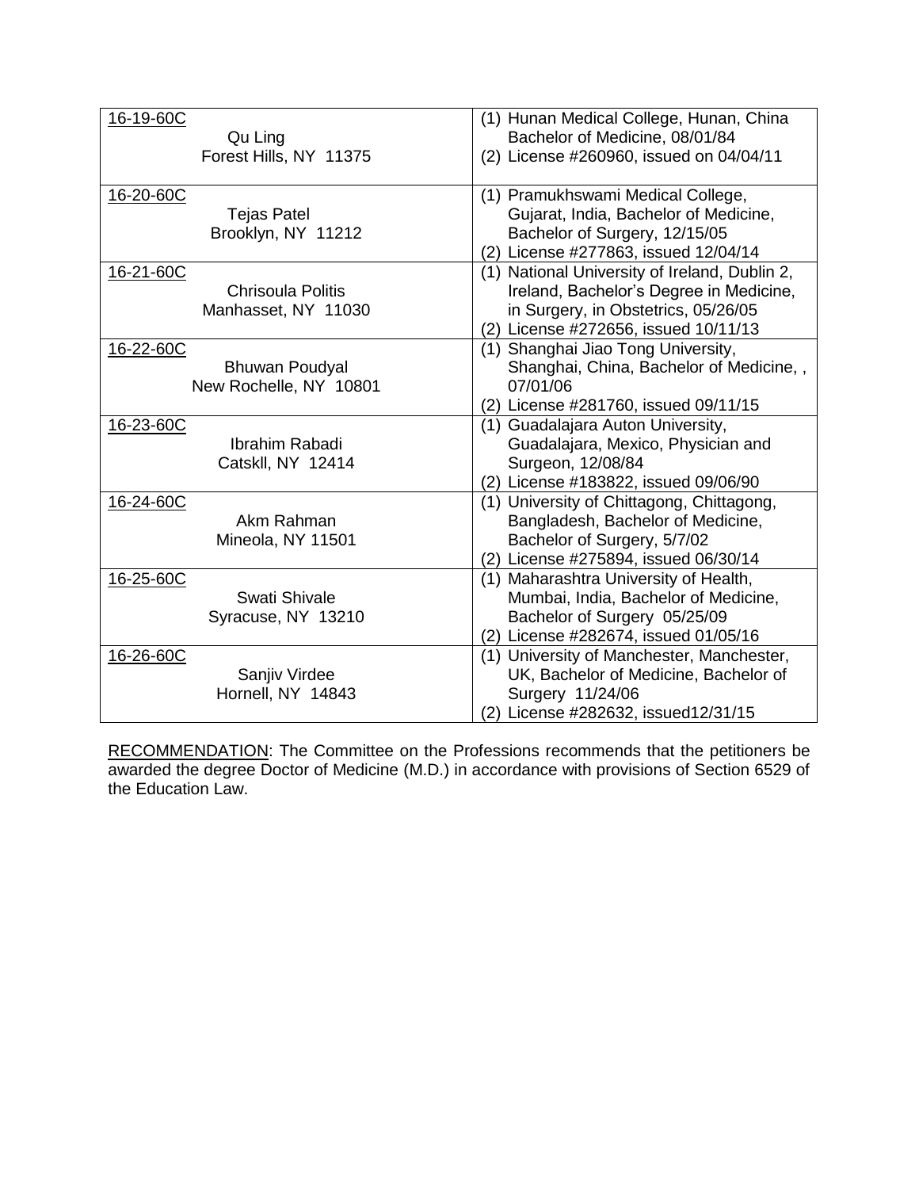| | |
|---|---|
| 16-19-60C<br>Qu Ling<br>Forest Hills, NY 11375 | (1) Hunan Medical College, Hunan, China Bachelor of Medicine, 08/01/84<br>(2) License #260960, issued on 04/04/11 |
| 16-20-60C<br>Tejas Patel<br>Brooklyn, NY 11212 | (1) Pramukhswami Medical College, Gujarat, India, Bachelor of Medicine, Bachelor of Surgery, 12/15/05<br>(2) License #277863, issued 12/04/14 |
| 16-21-60C<br>Chrisoula Politis<br>Manhasset, NY 11030 | (1) National University of Ireland, Dublin 2, Ireland, Bachelor's Degree in Medicine, in Surgery, in Obstetrics, 05/26/05<br>(2) License #272656, issued 10/11/13 |
| 16-22-60C<br>Bhuwan Poudyal<br>New Rochelle, NY 10801 | (1) Shanghai Jiao Tong University, Shanghai, China, Bachelor of Medicine, , 07/01/06<br>(2) License #281760, issued 09/11/15 |
| 16-23-60C<br>Ibrahim Rabadi<br>Catskll, NY 12414 | (1) Guadalajara Auton University, Guadalajara, Mexico, Physician and Surgeon, 12/08/84<br>(2) License #183822, issued 09/06/90 |
| 16-24-60C<br>Akm Rahman<br>Mineola, NY 11501 | (1) University of Chittagong, Chittagong, Bangladesh, Bachelor of Medicine, Bachelor of Surgery, 5/7/02<br>(2) License #275894, issued 06/30/14 |
| 16-25-60C<br>Swati Shivale<br>Syracuse, NY 13210 | (1) Maharashtra University of Health, Mumbai, India, Bachelor of Medicine, Bachelor of Surgery 05/25/09<br>(2) License #282674, issued 01/05/16 |
| 16-26-60C<br>Sanjiv Virdee<br>Hornell, NY 14843 | (1) University of Manchester, Manchester, UK, Bachelor of Medicine, Bachelor of Surgery 11/24/06<br>(2) License #282632, issued12/31/15 |

RECOMMENDATION: The Committee on the Professions recommends that the petitioners be awarded the degree Doctor of Medicine (M.D.) in accordance with provisions of Section 6529 of the Education Law.